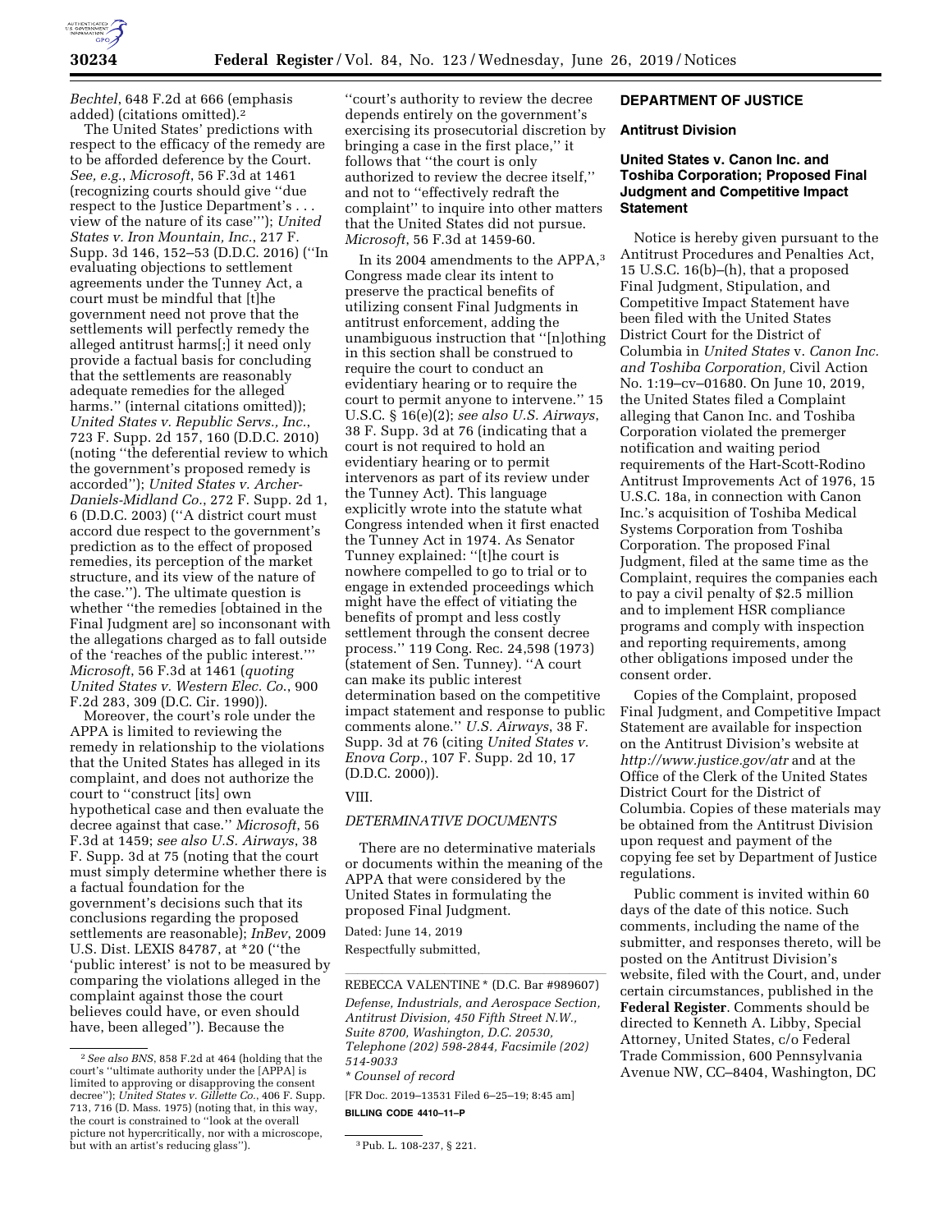*Bechtel*, 648 F.2d at 666 (emphasis added) (citations omitted).[2]

The United States' predictions with respect to the efficacy of the remedy are to be afforded deference by the Court. *See, e.g.*, *Microsoft*, 56 F.3d at 1461 (recognizing courts should give "due respect to the Justice Department's . . . view of the nature of its case"); *United States v. Iron Mountain, Inc.*, 217 F. Supp. 3d 146, 152–53 (D.D.C. 2016) ("In evaluating objections to settlement agreements under the Tunney Act, a court must be mindful that [t]he government need not prove that the settlements will perfectly remedy the alleged antitrust harms[;] it need only provide a factual basis for concluding that the settlements are reasonably adequate remedies for the alleged harms." (internal citations omitted)); *United States v. Republic Servs., Inc.*, 723 F. Supp. 2d 157, 160 (D.D.C. 2010) (noting "the deferential review to which the government's proposed remedy is accorded"); *United States v. Archer-Daniels-Midland Co.*, 272 F. Supp. 2d 1, 6 (D.D.C. 2003) ("A district court must accord due respect to the government's prediction as to the effect of proposed remedies, its perception of the market structure, and its view of the nature of the case."). The ultimate question is whether "the remedies [obtained in the Final Judgment are] so inconsonant with the allegations charged as to fall outside of the 'reaches of the public interest.'" *Microsoft*, 56 F.3d at 1461 (*quoting United States v. Western Elec. Co.*, 900 F.2d 283, 309 (D.C. Cir. 1990)).

Moreover, the court's role under the APPA is limited to reviewing the remedy in relationship to the violations that the United States has alleged in its complaint, and does not authorize the court to "construct [its] own hypothetical case and then evaluate the decree against that case." *Microsoft*, 56 F.3d at 1459; *see also U.S. Airways*, 38 F. Supp. 3d at 75 (noting that the court must simply determine whether there is a factual foundation for the government's decisions such that its conclusions regarding the proposed settlements are reasonable); *InBev*, 2009 U.S. Dist. LEXIS 84787, at *20 ("the 'public interest' is not to be measured by comparing the violations alleged in the complaint against those the court believes could have, or even should have, been alleged"). Because the "court's authority to review the decree depends entirely on the government's exercising its prosecutorial discretion by bringing a case in the first place," it follows that "the court is only authorized to review the decree itself," and not to "effectively redraft the complaint" to inquire into other matters that the United States did not pursue. *Microsoft*, 56 F.3d at 1459-60.

In its 2004 amendments to the APPA,[3] Congress made clear its intent to preserve the practical benefits of utilizing consent Final Judgments in antitrust enforcement, adding the unambiguous instruction that "[n]othing in this section shall be construed to require the court to conduct an evidentiary hearing or to require the court to permit anyone to intervene." 15 U.S.C. § 16(e)(2); *see also U.S. Airways*, 38 F. Supp. 3d at 76 (indicating that a court is not required to hold an evidentiary hearing or to permit intervenors as part of its review under the Tunney Act). This language explicitly wrote into the statute what Congress intended when it first enacted the Tunney Act in 1974. As Senator Tunney explained: "[t]he court is nowhere compelled to go to trial or to engage in extended proceedings which might have the effect of vitiating the benefits of prompt and less costly settlement through the consent decree process." 119 Cong. Rec. 24,598 (1973) (statement of Sen. Tunney). "A court can make its public interest determination based on the competitive impact statement and response to public comments alone." *U.S. Airways*, 38 F. Supp. 3d at 76 (citing *United States v. Enova Corp.*, 107 F. Supp. 2d 10, 17 (D.D.C. 2000)).

VIII.

*DETERMINATIVE DOCUMENTS*

There are no determinative materials or documents within the meaning of the APPA that were considered by the United States in formulating the proposed Final Judgment.

Dated: June 14, 2019

Respectfully submitted,

REBECCA VALENTINE * (D.C. Bar #989607)

*Defense, Industrials, and Aerospace Section, Antitrust Division, 450 Fifth Street N.W., Suite 8700, Washington, D.C. 20530, Telephone (202) 598-2844, Facsimile (202) 514-9033*

\* *Counsel of record*

[FR Doc. 2019–13531 Filed 6–25–19; 8:45 am]

**BILLING CODE 4410–11–P**

[2] *See also BNS*, 858 F.2d at 464 (holding that the court's "ultimate authority under the [APPA] is limited to approving or disapproving the consent decree"); *United States v. Gillette Co.*, 406 F. Supp. 713, 716 (D. Mass. 1975) (noting that, in this way, the court is constrained to "look at the overall picture not hypercritically, nor with a microscope, but with an artist's reducing glass").

[3] Pub. L. 108-237, § 221.

## DEPARTMENT OF JUSTICE

### Antitrust Division

### United States v. Canon Inc. and Toshiba Corporation; Proposed Final Judgment and Competitive Impact Statement

Notice is hereby given pursuant to the Antitrust Procedures and Penalties Act, 15 U.S.C. 16(b)–(h), that a proposed Final Judgment, Stipulation, and Competitive Impact Statement have been filed with the United States District Court for the District of Columbia in *United States* v. *Canon Inc. and Toshiba Corporation,* Civil Action No. 1:19–cv–01680. On June 10, 2019, the United States filed a Complaint alleging that Canon Inc. and Toshiba Corporation violated the premerger notification and waiting period requirements of the Hart-Scott-Rodino Antitrust Improvements Act of 1976, 15 U.S.C. 18a, in connection with Canon Inc.'s acquisition of Toshiba Medical Systems Corporation from Toshiba Corporation. The proposed Final Judgment, filed at the same time as the Complaint, requires the companies each to pay a civil penalty of $2.5 million and to implement HSR compliance programs and comply with inspection and reporting requirements, among other obligations imposed under the consent order.

Copies of the Complaint, proposed Final Judgment, and Competitive Impact Statement are available for inspection on the Antitrust Division's website at *http://www.justice.gov/atr* and at the Office of the Clerk of the United States District Court for the District of Columbia. Copies of these materials may be obtained from the Antitrust Division upon request and payment of the copying fee set by Department of Justice regulations.

Public comment is invited within 60 days of the date of this notice. Such comments, including the name of the submitter, and responses thereto, will be posted on the Antitrust Division's website, filed with the Court, and, under certain circumstances, published in the **Federal Register**. Comments should be directed to Kenneth A. Libby, Special Attorney, United States, c/o Federal Trade Commission, 600 Pennsylvania Avenue NW, CC–8404, Washington, DC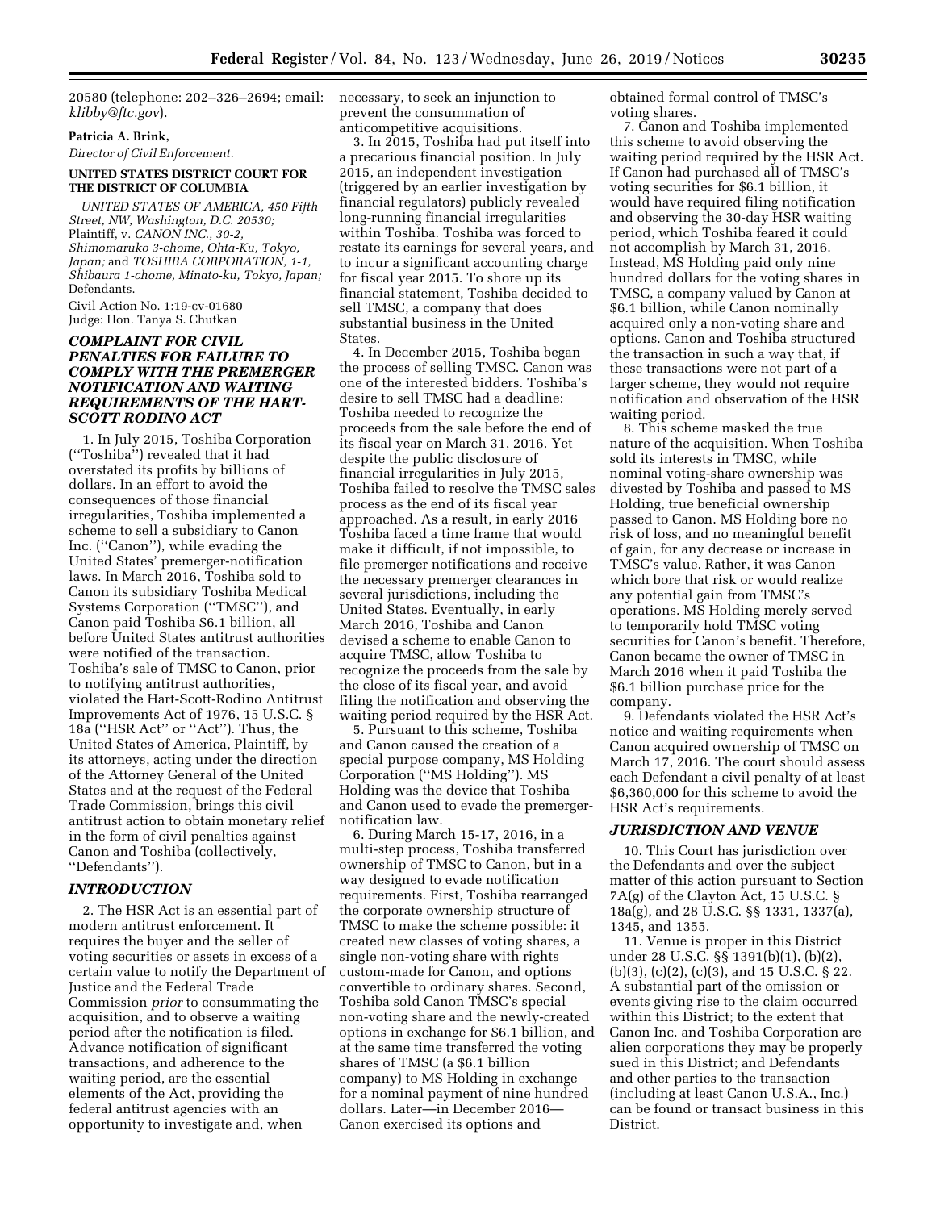20580 (telephone: 202–326–2694; email: *klibby@ftc.gov*).

**Patricia A. Brink,**

*Director of Civil Enforcement.*

**UNITED STATES DISTRICT COURT FOR THE DISTRICT OF COLUMBIA**

*UNITED STATES OF AMERICA, 450 Fifth Street, NW, Washington, D.C. 20530;* Plaintiff, v. *CANON INC., 30-2, Shimomaruko 3-chome, Ohta-Ku, Tokyo, Japan;* and *TOSHIBA CORPORATION, 1-1, Shibaura 1-chome, Minato-ku, Tokyo, Japan;* Defendants.

Civil Action No. 1:19-cv-01680

Judge: Hon. Tanya S. Chutkan

## *COMPLAINT FOR CIVIL PENALTIES FOR FAILURE TO COMPLY WITH THE PREMERGER NOTIFICATION AND WAITING REQUIREMENTS OF THE HART-SCOTT RODINO ACT*

1. In July 2015, Toshiba Corporation (''Toshiba'') revealed that it had overstated its profits by billions of dollars. In an effort to avoid the consequences of those financial irregularities, Toshiba implemented a scheme to sell a subsidiary to Canon Inc. (''Canon''), while evading the United States' premerger-notification laws. In March 2016, Toshiba sold to Canon its subsidiary Toshiba Medical Systems Corporation (''TMSC''), and Canon paid Toshiba $6.1 billion, all before United States antitrust authorities were notified of the transaction. Toshiba's sale of TMSC to Canon, prior to notifying antitrust authorities, violated the Hart-Scott-Rodino Antitrust Improvements Act of 1976, 15 U.S.C. § 18a (''HSR Act'' or ''Act''). Thus, the United States of America, Plaintiff, by its attorneys, acting under the direction of the Attorney General of the United States and at the request of the Federal Trade Commission, brings this civil antitrust action to obtain monetary relief in the form of civil penalties against Canon and Toshiba (collectively, ''Defendants'').

### *INTRODUCTION*

2. The HSR Act is an essential part of modern antitrust enforcement. It requires the buyer and the seller of voting securities or assets in excess of a certain value to notify the Department of Justice and the Federal Trade Commission *prior* to consummating the acquisition, and to observe a waiting period after the notification is filed. Advance notification of significant transactions, and adherence to the waiting period, are the essential elements of the Act, providing the federal antitrust agencies with an opportunity to investigate and, when necessary, to seek an injunction to prevent the consummation of anticompetitive acquisitions.

3. In 2015, Toshiba had put itself into a precarious financial position. In July 2015, an independent investigation (triggered by an earlier investigation by financial regulators) publicly revealed long-running financial irregularities within Toshiba. Toshiba was forced to restate its earnings for several years, and to incur a significant accounting charge for fiscal year 2015. To shore up its financial statement, Toshiba decided to sell TMSC, a company that does substantial business in the United States.

4. In December 2015, Toshiba began the process of selling TMSC. Canon was one of the interested bidders. Toshiba's desire to sell TMSC had a deadline: Toshiba needed to recognize the proceeds from the sale before the end of its fiscal year on March 31, 2016. Yet despite the public disclosure of financial irregularities in July 2015, Toshiba failed to resolve the TMSC sales process as the end of its fiscal year approached. As a result, in early 2016 Toshiba faced a time frame that would make it difficult, if not impossible, to file premerger notifications and receive the necessary premerger clearances in several jurisdictions, including the United States. Eventually, in early March 2016, Toshiba and Canon devised a scheme to enable Canon to acquire TMSC, allow Toshiba to recognize the proceeds from the sale by the close of its fiscal year, and avoid filing the notification and observing the waiting period required by the HSR Act.

5. Pursuant to this scheme, Toshiba and Canon caused the creation of a special purpose company, MS Holding Corporation (''MS Holding''). MS Holding was the device that Toshiba and Canon used to evade the premerger-notification law.

6. During March 15-17, 2016, in a multi-step process, Toshiba transferred ownership of TMSC to Canon, but in a way designed to evade notification requirements. First, Toshiba rearranged the corporate ownership structure of TMSC to make the scheme possible: it created new classes of voting shares, a single non-voting share with rights custom-made for Canon, and options convertible to ordinary shares. Second, Toshiba sold Canon TMSC's special non-voting share and the newly-created options in exchange for $6.1 billion, and at the same time transferred the voting shares of TMSC (a $6.1 billion company) to MS Holding in exchange for a nominal payment of nine hundred dollars. Later—in December 2016—Canon exercised its options and obtained formal control of TMSC's voting shares.

7. Canon and Toshiba implemented this scheme to avoid observing the waiting period required by the HSR Act. If Canon had purchased all of TMSC's voting securities for $6.1 billion, it would have required filing notification and observing the 30-day HSR waiting period, which Toshiba feared it could not accomplish by March 31, 2016. Instead, MS Holding paid only nine hundred dollars for the voting shares in TMSC, a company valued by Canon at $6.1 billion, while Canon nominally acquired only a non-voting share and options. Canon and Toshiba structured the transaction in such a way that, if these transactions were not part of a larger scheme, they would not require notification and observation of the HSR waiting period.

8. This scheme masked the true nature of the acquisition. When Toshiba sold its interests in TMSC, while nominal voting-share ownership was divested by Toshiba and passed to MS Holding, true beneficial ownership passed to Canon. MS Holding bore no risk of loss, and no meaningful benefit of gain, for any decrease or increase in TMSC's value. Rather, it was Canon which bore that risk or would realize any potential gain from TMSC's operations. MS Holding merely served to temporarily hold TMSC voting securities for Canon's benefit. Therefore, Canon became the owner of TMSC in March 2016 when it paid Toshiba the $6.1 billion purchase price for the company.

9. Defendants violated the HSR Act's notice and waiting requirements when Canon acquired ownership of TMSC on March 17, 2016. The court should assess each Defendant a civil penalty of at least $6,360,000 for this scheme to avoid the HSR Act's requirements.

### *JURISDICTION AND VENUE*

10. This Court has jurisdiction over the Defendants and over the subject matter of this action pursuant to Section 7A(g) of the Clayton Act, 15 U.S.C. § 18a(g), and 28 U.S.C. §§ 1331, 1337(a), 1345, and 1355.

11. Venue is proper in this District under 28 U.S.C. §§ 1391(b)(1), (b)(2), (b)(3), (c)(2), (c)(3), and 15 U.S.C. § 22. A substantial part of the omission or events giving rise to the claim occurred within this District; to the extent that Canon Inc. and Toshiba Corporation are alien corporations they may be properly sued in this District; and Defendants and other parties to the transaction (including at least Canon U.S.A., Inc.) can be found or transact business in this District.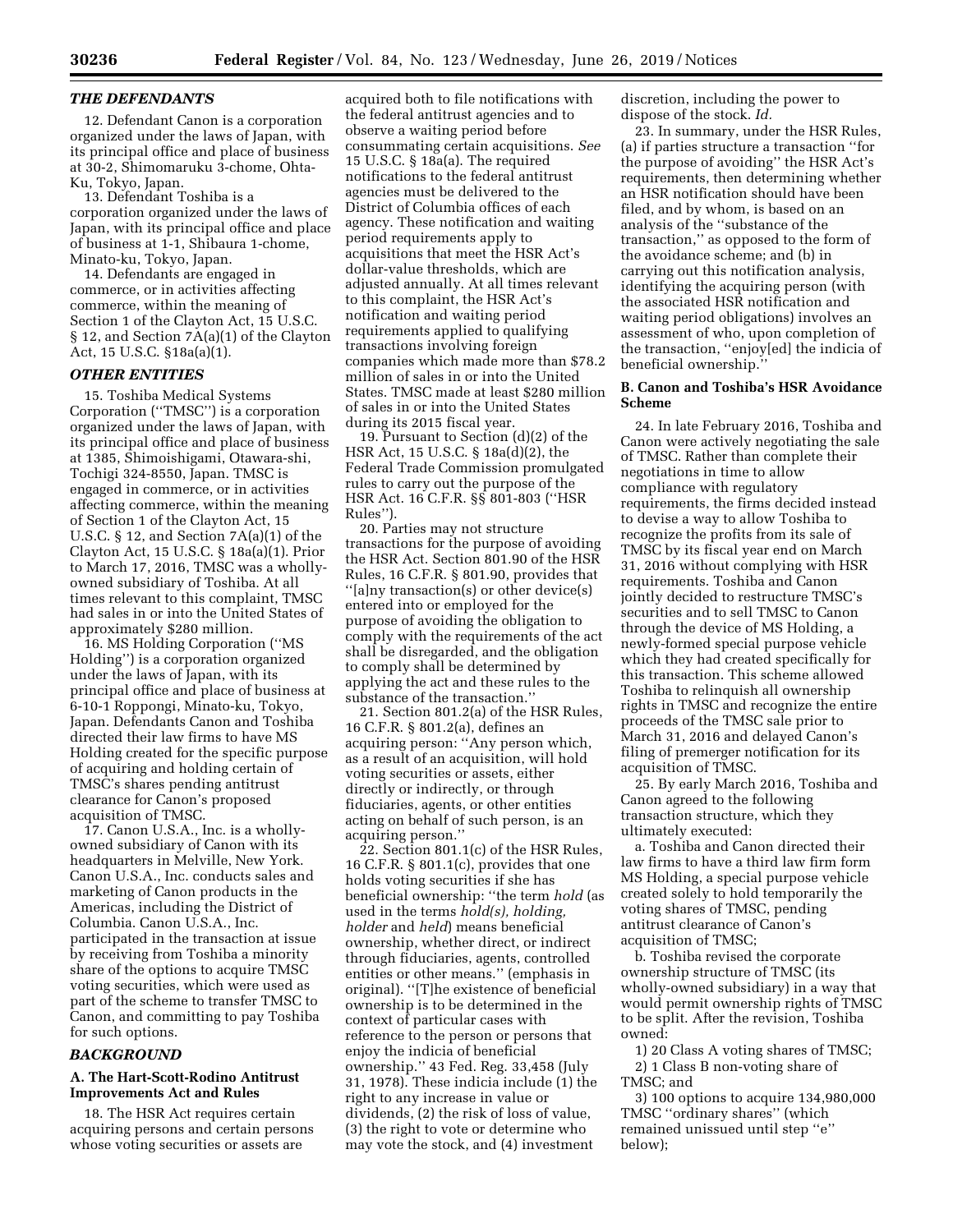### *THE DEFENDANTS*

12. Defendant Canon is a corporation organized under the laws of Japan, with its principal office and place of business at 30-2, Shimomaruku 3-chome, Ohta-Ku, Tokyo, Japan.

13. Defendant Toshiba is a corporation organized under the laws of Japan, with its principal office and place of business at 1-1, Shibaura 1-chome, Minato-ku, Tokyo, Japan.

14. Defendants are engaged in commerce, or in activities affecting commerce, within the meaning of Section 1 of the Clayton Act, 15 U.S.C. § 12, and Section 7A(a)(1) of the Clayton Act, 15 U.S.C. §18a(a)(1).

### *OTHER ENTITIES*

15. Toshiba Medical Systems Corporation (''TMSC'') is a corporation organized under the laws of Japan, with its principal office and place of business at 1385, Shimoishigami, Otawara-shi, Tochigi 324-8550, Japan. TMSC is engaged in commerce, or in activities affecting commerce, within the meaning of Section 1 of the Clayton Act, 15 U.S.C. § 12, and Section 7A(a)(1) of the Clayton Act, 15 U.S.C. § 18a(a)(1). Prior to March 17, 2016, TMSC was a wholly-owned subsidiary of Toshiba. At all times relevant to this complaint, TMSC had sales in or into the United States of approximately $280 million.

16. MS Holding Corporation (''MS Holding'') is a corporation organized under the laws of Japan, with its principal office and place of business at 6-10-1 Roppongi, Minato-ku, Tokyo, Japan. Defendants Canon and Toshiba directed their law firms to have MS Holding created for the specific purpose of acquiring and holding certain of TMSC's shares pending antitrust clearance for Canon's proposed acquisition of TMSC.

17. Canon U.S.A., Inc. is a wholly-owned subsidiary of Canon with its headquarters in Melville, New York. Canon U.S.A., Inc. conducts sales and marketing of Canon products in the Americas, including the District of Columbia. Canon U.S.A., Inc. participated in the transaction at issue by receiving from Toshiba a minority share of the options to acquire TMSC voting securities, which were used as part of the scheme to transfer TMSC to Canon, and committing to pay Toshiba for such options.

### *BACKGROUND*

#### A. The Hart-Scott-Rodino Antitrust Improvements Act and Rules

18. The HSR Act requires certain acquiring persons and certain persons whose voting securities or assets are acquired both to file notifications with the federal antitrust agencies and to observe a waiting period before consummating certain acquisitions. *See* 15 U.S.C. § 18a(a). The required notifications to the federal antitrust agencies must be delivered to the District of Columbia offices of each agency. These notification and waiting period requirements apply to acquisitions that meet the HSR Act's dollar-value thresholds, which are adjusted annually. At all times relevant to this complaint, the HSR Act's notification and waiting period requirements applied to qualifying transactions involving foreign companies which made more than $78.2 million of sales in or into the United States. TMSC made at least $280 million of sales in or into the United States during its 2015 fiscal year.

19. Pursuant to Section (d)(2) of the HSR Act, 15 U.S.C. § 18a(d)(2), the Federal Trade Commission promulgated rules to carry out the purpose of the HSR Act. 16 C.F.R. §§ 801-803 (''HSR Rules'').

20. Parties may not structure transactions for the purpose of avoiding the HSR Act. Section 801.90 of the HSR Rules, 16 C.F.R. § 801.90, provides that ''[a]ny transaction(s) or other device(s) entered into or employed for the purpose of avoiding the obligation to comply with the requirements of the act shall be disregarded, and the obligation to comply shall be determined by applying the act and these rules to the substance of the transaction.''

21. Section 801.2(a) of the HSR Rules, 16 C.F.R. § 801.2(a), defines an acquiring person: ''Any person which, as a result of an acquisition, will hold voting securities or assets, either directly or indirectly, or through fiduciaries, agents, or other entities acting on behalf of such person, is an acquiring person.''

22. Section 801.1(c) of the HSR Rules, 16 C.F.R. § 801.1(c), provides that one holds voting securities if she has beneficial ownership: ''the term *hold* (as used in the terms *hold(s), holding, holder* and *held*) means beneficial ownership, whether direct, or indirect through fiduciaries, agents, controlled entities or other means.'' (emphasis in original). ''[T]he existence of beneficial ownership is to be determined in the context of particular cases with reference to the person or persons that enjoy the indicia of beneficial ownership.'' 43 Fed. Reg. 33,458 (July 31, 1978). These indicia include (1) the right to any increase in value or dividends, (2) the risk of loss of value, (3) the right to vote or determine who may vote the stock, and (4) investment discretion, including the power to dispose of the stock. *Id.*

23. In summary, under the HSR Rules, (a) if parties structure a transaction ''for the purpose of avoiding'' the HSR Act's requirements, then determining whether an HSR notification should have been filed, and by whom, is based on an analysis of the ''substance of the transaction,'' as opposed to the form of the avoidance scheme; and (b) in carrying out this notification analysis, identifying the acquiring person (with the associated HSR notification and waiting period obligations) involves an assessment of who, upon completion of the transaction, ''enjoy[ed] the indicia of beneficial ownership.''

#### B. Canon and Toshiba's HSR Avoidance Scheme

24. In late February 2016, Toshiba and Canon were actively negotiating the sale of TMSC. Rather than complete their negotiations in time to allow compliance with regulatory requirements, the firms decided instead to devise a way to allow Toshiba to recognize the profits from its sale of TMSC by its fiscal year end on March 31, 2016 without complying with HSR requirements. Toshiba and Canon jointly decided to restructure TMSC's securities and to sell TMSC to Canon through the device of MS Holding, a newly-formed special purpose vehicle which they had created specifically for this transaction. This scheme allowed Toshiba to relinquish all ownership rights in TMSC and recognize the entire proceeds of the TMSC sale prior to March 31, 2016 and delayed Canon's filing of premerger notification for its acquisition of TMSC.

25. By early March 2016, Toshiba and Canon agreed to the following transaction structure, which they ultimately executed:

a. Toshiba and Canon directed their law firms to have a third law firm form MS Holding, a special purpose vehicle created solely to hold temporarily the voting shares of TMSC, pending antitrust clearance of Canon's acquisition of TMSC;

b. Toshiba revised the corporate ownership structure of TMSC (its wholly-owned subsidiary) in a way that would permit ownership rights of TMSC to be split. After the revision, Toshiba owned:

1) 20 Class A voting shares of TMSC;

2) 1 Class B non-voting share of TMSC; and

3) 100 options to acquire 134,980,000 TMSC ''ordinary shares'' (which remained unissued until step ''e'' below);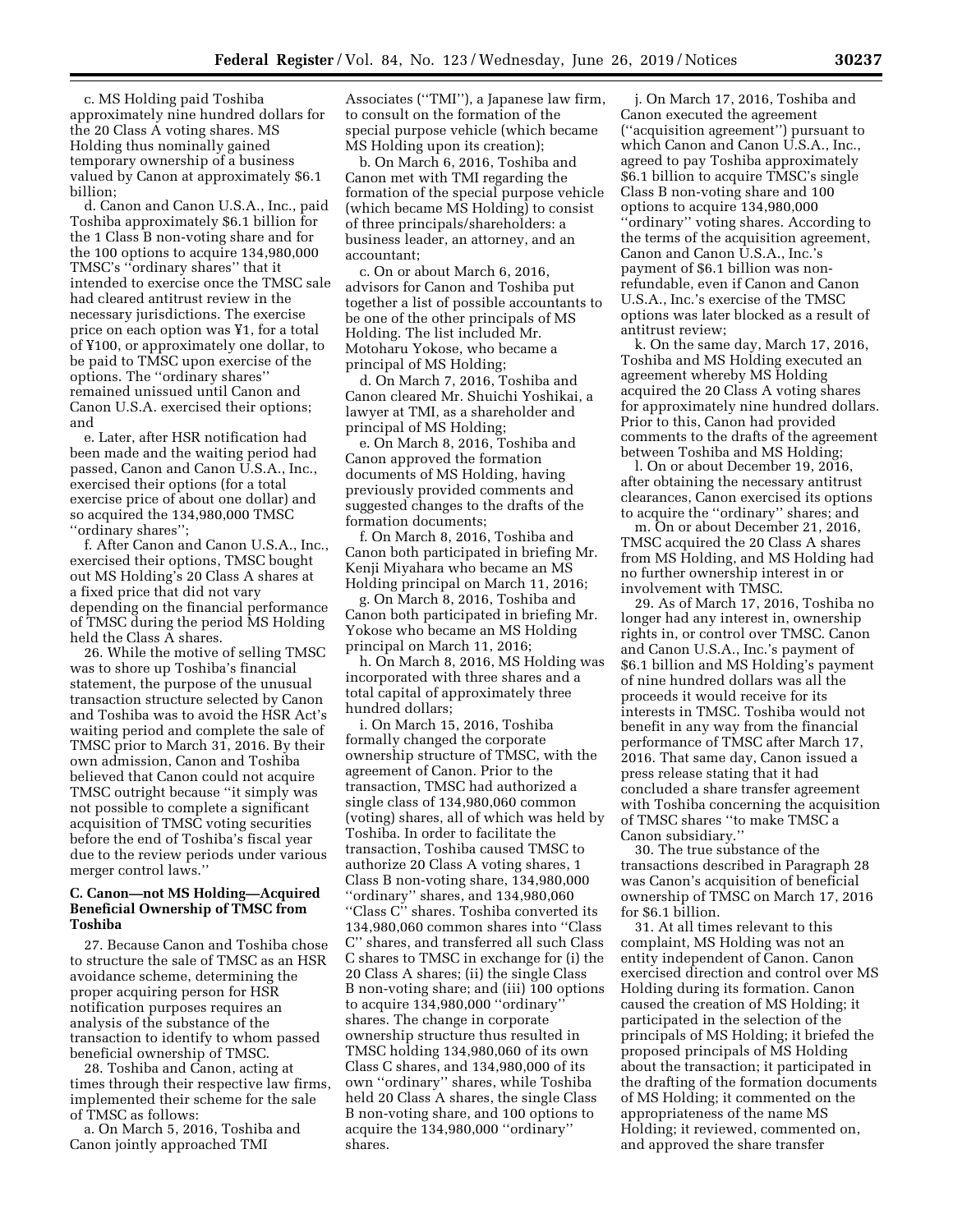c. MS Holding paid Toshiba approximately nine hundred dollars for the 20 Class A voting shares. MS Holding thus nominally gained temporary ownership of a business valued by Canon at approximately $6.1 billion;

d. Canon and Canon U.S.A., Inc., paid Toshiba approximately $6.1 billion for the 1 Class B non-voting share and for the 100 options to acquire 134,980,000 TMSC's ''ordinary shares'' that it intended to exercise once the TMSC sale had cleared antitrust review in the necessary jurisdictions. The exercise price on each option was ¥1, for a total of ¥100, or approximately one dollar, to be paid to TMSC upon exercise of the options. The ''ordinary shares'' remained unissued until Canon and Canon U.S.A. exercised their options; and

e. Later, after HSR notification had been made and the waiting period had passed, Canon and Canon U.S.A., Inc., exercised their options (for a total exercise price of about one dollar) and so acquired the 134,980,000 TMSC ''ordinary shares'';

f. After Canon and Canon U.S.A., Inc., exercised their options, TMSC bought out MS Holding's 20 Class A shares at a fixed price that did not vary depending on the financial performance of TMSC during the period MS Holding held the Class A shares.

26. While the motive of selling TMSC was to shore up Toshiba's financial statement, the purpose of the unusual transaction structure selected by Canon and Toshiba was to avoid the HSR Act's waiting period and complete the sale of TMSC prior to March 31, 2016. By their own admission, Canon and Toshiba believed that Canon could not acquire TMSC outright because ''it simply was not possible to complete a significant acquisition of TMSC voting securities before the end of Toshiba's fiscal year due to the review periods under various merger control laws.''

### C. Canon—not MS Holding—Acquired Beneficial Ownership of TMSC from Toshiba

27. Because Canon and Toshiba chose to structure the sale of TMSC as an HSR avoidance scheme, determining the proper acquiring person for HSR notification purposes requires an analysis of the substance of the transaction to identify to whom passed beneficial ownership of TMSC.

28. Toshiba and Canon, acting at times through their respective law firms, implemented their scheme for the sale of TMSC as follows:

a. On March 5, 2016, Toshiba and Canon jointly approached TMI Associates (''TMI''), a Japanese law firm, to consult on the formation of the special purpose vehicle (which became MS Holding upon its creation);

b. On March 6, 2016, Toshiba and Canon met with TMI regarding the formation of the special purpose vehicle (which became MS Holding) to consist of three principals/shareholders: a business leader, an attorney, and an accountant;

c. On or about March 6, 2016, advisors for Canon and Toshiba put together a list of possible accountants to be one of the other principals of MS Holding. The list included Mr. Motoharu Yokose, who became a principal of MS Holding;

d. On March 7, 2016, Toshiba and Canon cleared Mr. Shuichi Yoshikai, a lawyer at TMI, as a shareholder and principal of MS Holding;

e. On March 8, 2016, Toshiba and Canon approved the formation documents of MS Holding, having previously provided comments and suggested changes to the drafts of the formation documents;

f. On March 8, 2016, Toshiba and Canon both participated in briefing Mr. Kenji Miyahara who became an MS Holding principal on March 11, 2016;

g. On March 8, 2016, Toshiba and Canon both participated in briefing Mr. Yokose who became an MS Holding principal on March 11, 2016;

h. On March 8, 2016, MS Holding was incorporated with three shares and a total capital of approximately three hundred dollars;

i. On March 15, 2016, Toshiba formally changed the corporate ownership structure of TMSC, with the agreement of Canon. Prior to the transaction, TMSC had authorized a single class of 134,980,060 common (voting) shares, all of which was held by Toshiba. In order to facilitate the transaction, Toshiba caused TMSC to authorize 20 Class A voting shares, 1 Class B non-voting share, 134,980,000 ''ordinary'' shares, and 134,980,060 ''Class C'' shares. Toshiba converted its 134,980,060 common shares into ''Class C'' shares, and transferred all such Class C shares to TMSC in exchange for (i) the 20 Class A shares; (ii) the single Class B non-voting share; and (iii) 100 options to acquire 134,980,000 ''ordinary'' shares. The change in corporate ownership structure thus resulted in TMSC holding 134,980,060 of its own Class C shares, and 134,980,000 of its own ''ordinary'' shares, while Toshiba held 20 Class A shares, the single Class B non-voting share, and 100 options to acquire the 134,980,000 ''ordinary'' shares.

j. On March 17, 2016, Toshiba and Canon executed the agreement (''acquisition agreement'') pursuant to which Canon and Canon U.S.A., Inc., agreed to pay Toshiba approximately $6.1 billion to acquire TMSC's single Class B non-voting share and 100 options to acquire 134,980,000 ''ordinary'' voting shares. According to the terms of the acquisition agreement, Canon and Canon U.S.A., Inc.'s payment of $6.1 billion was non-refundable, even if Canon and Canon U.S.A., Inc.'s exercise of the TMSC options was later blocked as a result of antitrust review;

k. On the same day, March 17, 2016, Toshiba and MS Holding executed an agreement whereby MS Holding acquired the 20 Class A voting shares for approximately nine hundred dollars. Prior to this, Canon had provided comments to the drafts of the agreement between Toshiba and MS Holding;

l. On or about December 19, 2016, after obtaining the necessary antitrust clearances, Canon exercised its options to acquire the ''ordinary'' shares; and

m. On or about December 21, 2016, TMSC acquired the 20 Class A shares from MS Holding, and MS Holding had no further ownership interest in or involvement with TMSC.

29. As of March 17, 2016, Toshiba no longer had any interest in, ownership rights in, or control over TMSC. Canon and Canon U.S.A., Inc.'s payment of $6.1 billion and MS Holding's payment of nine hundred dollars was all the proceeds it would receive for its interests in TMSC. Toshiba would not benefit in any way from the financial performance of TMSC after March 17, 2016. That same day, Canon issued a press release stating that it had concluded a share transfer agreement with Toshiba concerning the acquisition of TMSC shares ''to make TMSC a Canon subsidiary.''

30. The true substance of the transactions described in Paragraph 28 was Canon's acquisition of beneficial ownership of TMSC on March 17, 2016 for $6.1 billion.

31. At all times relevant to this complaint, MS Holding was not an entity independent of Canon. Canon exercised direction and control over MS Holding during its formation. Canon caused the creation of MS Holding; it participated in the selection of the principals of MS Holding; it briefed the proposed principals of MS Holding about the transaction; it participated in the drafting of the formation documents of MS Holding; it commented on the appropriateness of the name MS Holding; it reviewed, commented on, and approved the share transfer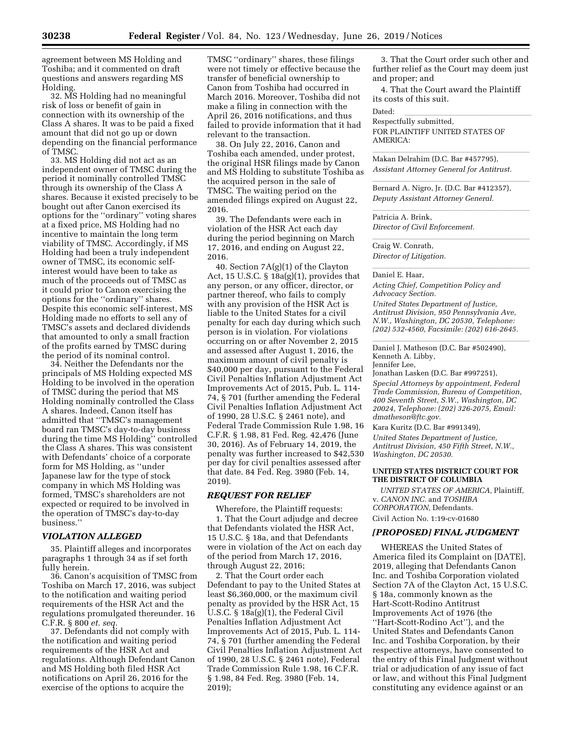agreement between MS Holding and Toshiba; and it commented on draft questions and answers regarding MS Holding.

32. MS Holding had no meaningful risk of loss or benefit of gain in connection with its ownership of the Class A shares. It was to be paid a fixed amount that did not go up or down depending on the financial performance of TMSC.

33. MS Holding did not act as an independent owner of TMSC during the period it nominally controlled TMSC through its ownership of the Class A shares. Because it existed precisely to be bought out after Canon exercised its options for the ''ordinary'' voting shares at a fixed price, MS Holding had no incentive to maintain the long term viability of TMSC. Accordingly, if MS Holding had been a truly independent owner of TMSC, its economic self-interest would have been to take as much of the proceeds out of TMSC as it could prior to Canon exercising the options for the ''ordinary'' shares. Despite this economic self-interest, MS Holding made no efforts to sell any of TMSC's assets and declared dividends that amounted to only a small fraction of the profits earned by TMSC during the period of its nominal control.

34. Neither the Defendants nor the principals of MS Holding expected MS Holding to be involved in the operation of TMSC during the period that MS Holding nominally controlled the Class A shares. Indeed, Canon itself has admitted that ''TMSC's management board ran TMSC's day-to-day business during the time MS Holding'' controlled the Class A shares. This was consistent with Defendants' choice of a corporate form for MS Holding, as ''under Japanese law for the type of stock company in which MS Holding was formed, TMSC's shareholders are not expected or required to be involved in the operation of TMSC's day-to-day business.''

## *VIOLATION ALLEGED*

35. Plaintiff alleges and incorporates paragraphs 1 through 34 as if set forth fully herein.

36. Canon's acquisition of TMSC from Toshiba on March 17, 2016, was subject to the notification and waiting period requirements of the HSR Act and the regulations promulgated thereunder. 16 C.F.R. § 800 *et. seq.*

37. Defendants did not comply with the notification and waiting period requirements of the HSR Act and regulations. Although Defendant Canon and MS Holding both filed HSR Act notifications on April 26, 2016 for the exercise of the options to acquire the TMSC ''ordinary'' shares, these filings were not timely or effective because the transfer of beneficial ownership to Canon from Toshiba had occurred in March 2016. Moreover, Toshiba did not make a filing in connection with the April 26, 2016 notifications, and thus failed to provide information that it had relevant to the transaction.

38. On July 22, 2016, Canon and Toshiba each amended, under protest, the original HSR filings made by Canon and MS Holding to substitute Toshiba as the acquired person in the sale of TMSC. The waiting period on the amended filings expired on August 22, 2016.

39. The Defendants were each in violation of the HSR Act each day during the period beginning on March 17, 2016, and ending on August 22, 2016.

40. Section 7A(g)(1) of the Clayton Act, 15 U.S.C. § 18a(g)(1), provides that any person, or any officer, director, or partner thereof, who fails to comply with any provision of the HSR Act is liable to the United States for a civil penalty for each day during which such person is in violation. For violations occurring on or after November 2, 2015 and assessed after August 1, 2016, the maximum amount of civil penalty is $40,000 per day, pursuant to the Federal Civil Penalties Inflation Adjustment Act Improvements Act of 2015, Pub. L. 114-74, § 701 (further amending the Federal Civil Penalties Inflation Adjustment Act of 1990, 28 U.S.C. § 2461 note), and Federal Trade Commission Rule 1.98, 16 C.F.R. § 1.98, 81 Fed. Reg. 42,476 (June 30, 2016). As of February 14, 2019, the penalty was further increased to $42,530 per day for civil penalties assessed after that date. 84 Fed. Reg. 3980 (Feb. 14, 2019).

## *REQUEST FOR RELIEF*

Wherefore, the Plaintiff requests:

1. That the Court adjudge and decree that Defendants violated the HSR Act, 15 U.S.C. § 18a, and that Defendants were in violation of the Act on each day of the period from March 17, 2016, through August 22, 2016;

2. That the Court order each Defendant to pay to the United States at least $6,360,000, or the maximum civil penalty as provided by the HSR Act, 15 U.S.C. § 18a(g)(1), the Federal Civil Penalties Inflation Adjustment Act Improvements Act of 2015, Pub. L. 114-74, § 701 (further amending the Federal Civil Penalties Inflation Adjustment Act of 1990, 28 U.S.C. § 2461 note), Federal Trade Commission Rule 1.98, 16 C.F.R. § 1.98, 84 Fed. Reg. 3980 (Feb. 14, 2019);

3. That the Court order such other and further relief as the Court may deem just and proper; and

4. That the Court award the Plaintiff its costs of this suit.

Dated:

Respectfully submitted,

FOR PLAINTIFF UNITED STATES OF AMERICA:

Makan Delrahim (D.C. Bar #457795),
*Assistant Attorney General for Antitrust.*

Bernard A. Nigro, Jr. (D.C. Bar #412357),
*Deputy Assistant Attorney General.*

Patricia A. Brink,
*Director of Civil Enforcement.*

Craig W. Conrath,
*Director of Litigation.*

Daniel E. Haar,
*Acting Chief, Competition Policy and Advocacy Section.*
*United States Department of Justice, Antitrust Division, 950 Pennsylvania Ave, N.W., Washington, DC 20530, Telephone: (202) 532-4560, Facsimile: (202) 616-2645.*

Daniel J. Matheson (D.C. Bar #502490),
Kenneth A. Libby,
Jennifer Lee,
Jonathan Lasken (D.C. Bar #997251),
*Special Attorneys by appointment, Federal Trade Commission, Bureau of Competition, 400 Seventh Street, S.W., Washington, DC 20024, Telephone: (202) 326-2075, Email: dmatheson@ftc.gov.*

Kara Kuritz (D.C. Bar #991349),
*United States Department of Justice, Antitrust Division, 450 Fifth Street, N.W., Washington, DC 20530.*

**UNITED STATES DISTRICT COURT FOR THE DISTRICT OF COLUMBIA**

*UNITED STATES OF AMERICA,* Plaintiff, v. *CANON INC.* and *TOSHIBA CORPORATION,* Defendants.

Civil Action No. 1:19-cv-01680

## *[PROPOSED] FINAL JUDGMENT*

WHEREAS the United States of America filed its Complaint on [DATE], 2019, alleging that Defendants Canon Inc. and Toshiba Corporation violated Section 7A of the Clayton Act, 15 U.S.C. § 18a, commonly known as the Hart-Scott-Rodino Antitrust Improvements Act of 1976 (the ''Hart-Scott-Rodino Act''), and the United States and Defendants Canon Inc. and Toshiba Corporation, by their respective attorneys, have consented to the entry of this Final Judgment without trial or adjudication of any issue of fact or law, and without this Final Judgment constituting any evidence against or an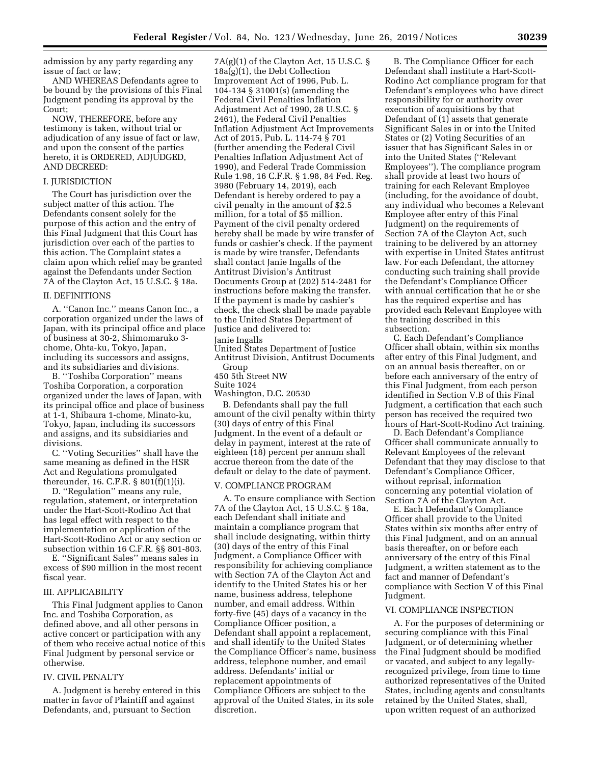admission by any party regarding any issue of fact or law;

AND WHEREAS Defendants agree to be bound by the provisions of this Final Judgment pending its approval by the Court;

NOW, THEREFORE, before any testimony is taken, without trial or adjudication of any issue of fact or law, and upon the consent of the parties hereto, it is ORDERED, ADJUDGED, AND DECREED:

## I. JURISDICTION

The Court has jurisdiction over the subject matter of this action. The Defendants consent solely for the purpose of this action and the entry of this Final Judgment that this Court has jurisdiction over each of the parties to this action. The Complaint states a claim upon which relief may be granted against the Defendants under Section 7A of the Clayton Act, 15 U.S.C. § 18a.

## II. DEFINITIONS

A. ''Canon Inc.'' means Canon Inc., a corporation organized under the laws of Japan, with its principal office and place of business at 30-2, Shimomaruko 3-chome, Ohta-ku, Tokyo, Japan, including its successors and assigns, and its subsidiaries and divisions.

B. ''Toshiba Corporation'' means Toshiba Corporation, a corporation organized under the laws of Japan, with its principal office and place of business at 1-1, Shibaura 1-chome, Minato-ku, Tokyo, Japan, including its successors and assigns, and its subsidiaries and divisions.

C. ''Voting Securities'' shall have the same meaning as defined in the HSR Act and Regulations promulgated thereunder, 16. C.F.R. § 801(f)(1)(i).

D. ''Regulation'' means any rule, regulation, statement, or interpretation under the Hart-Scott-Rodino Act that has legal effect with respect to the implementation or application of the Hart-Scott-Rodino Act or any section or subsection within 16 C.F.R. §§ 801-803.

E. ''Significant Sales'' means sales in excess of $90 million in the most recent fiscal year.

## III. APPLICABILITY

This Final Judgment applies to Canon Inc. and Toshiba Corporation, as defined above, and all other persons in active concert or participation with any of them who receive actual notice of this Final Judgment by personal service or otherwise.

## IV. CIVIL PENALTY

A. Judgment is hereby entered in this matter in favor of Plaintiff and against Defendants, and, pursuant to Section 7A(g)(1) of the Clayton Act, 15 U.S.C. § 18a(g)(1), the Debt Collection Improvement Act of 1996, Pub. L. 104-134 § 31001(s) (amending the Federal Civil Penalties Inflation Adjustment Act of 1990, 28 U.S.C. § 2461), the Federal Civil Penalties Inflation Adjustment Act Improvements Act of 2015, Pub. L. 114-74 § 701 (further amending the Federal Civil Penalties Inflation Adjustment Act of 1990), and Federal Trade Commission Rule 1.98, 16 C.F.R. § 1.98, 84 Fed. Reg. 3980 (February 14, 2019), each Defendant is hereby ordered to pay a civil penalty in the amount of $2.5 million, for a total of $5 million. Payment of the civil penalty ordered hereby shall be made by wire transfer of funds or cashier's check. If the payment is made by wire transfer, Defendants shall contact Janie Ingalls of the Antitrust Division's Antitrust Documents Group at (202) 514-2481 for instructions before making the transfer. If the payment is made by cashier's check, the check shall be made payable to the United States Department of Justice and delivered to:

Janie Ingalls
United States Department of Justice
Antitrust Division, Antitrust Documents Group
450 5th Street NW
Suite 1024
Washington, D.C. 20530

B. Defendants shall pay the full amount of the civil penalty within thirty (30) days of entry of this Final Judgment. In the event of a default or delay in payment, interest at the rate of eighteen (18) percent per annum shall accrue thereon from the date of the default or delay to the date of payment.

## V. COMPLIANCE PROGRAM

A. To ensure compliance with Section 7A of the Clayton Act, 15 U.S.C. § 18a, each Defendant shall initiate and maintain a compliance program that shall include designating, within thirty (30) days of the entry of this Final Judgment, a Compliance Officer with responsibility for achieving compliance with Section 7A of the Clayton Act and identify to the United States his or her name, business address, telephone number, and email address. Within forty-five (45) days of a vacancy in the Compliance Officer position, a Defendant shall appoint a replacement, and shall identify to the United States the Compliance Officer's name, business address, telephone number, and email address. Defendants' initial or replacement appointments of Compliance Officers are subject to the approval of the United States, in its sole discretion.

B. The Compliance Officer for each Defendant shall institute a Hart-Scott-Rodino Act compliance program for that Defendant's employees who have direct responsibility for or authority over execution of acquisitions by that Defendant of (1) assets that generate Significant Sales in or into the United States or (2) Voting Securities of an issuer that has Significant Sales in or into the United States (''Relevant Employees''). The compliance program shall provide at least two hours of training for each Relevant Employee (including, for the avoidance of doubt, any individual who becomes a Relevant Employee after entry of this Final Judgment) on the requirements of Section 7A of the Clayton Act, such training to be delivered by an attorney with expertise in United States antitrust law. For each Defendant, the attorney conducting such training shall provide the Defendant's Compliance Officer with annual certification that he or she has the required expertise and has provided each Relevant Employee with the training described in this subsection.

C. Each Defendant's Compliance Officer shall obtain, within six months after entry of this Final Judgment, and on an annual basis thereafter, on or before each anniversary of the entry of this Final Judgment, from each person identified in Section V.B of this Final Judgment, a certification that each such person has received the required two hours of Hart-Scott-Rodino Act training.

D. Each Defendant's Compliance Officer shall communicate annually to Relevant Employees of the relevant Defendant that they may disclose to that Defendant's Compliance Officer, without reprisal, information concerning any potential violation of Section 7A of the Clayton Act.

E. Each Defendant's Compliance Officer shall provide to the United States within six months after entry of this Final Judgment, and on an annual basis thereafter, on or before each anniversary of the entry of this Final Judgment, a written statement as to the fact and manner of Defendant's compliance with Section V of this Final Judgment.

## VI. COMPLIANCE INSPECTION

A. For the purposes of determining or securing compliance with this Final Judgment, or of determining whether the Final Judgment should be modified or vacated, and subject to any legally-recognized privilege, from time to time authorized representatives of the United States, including agents and consultants retained by the United States, shall, upon written request of an authorized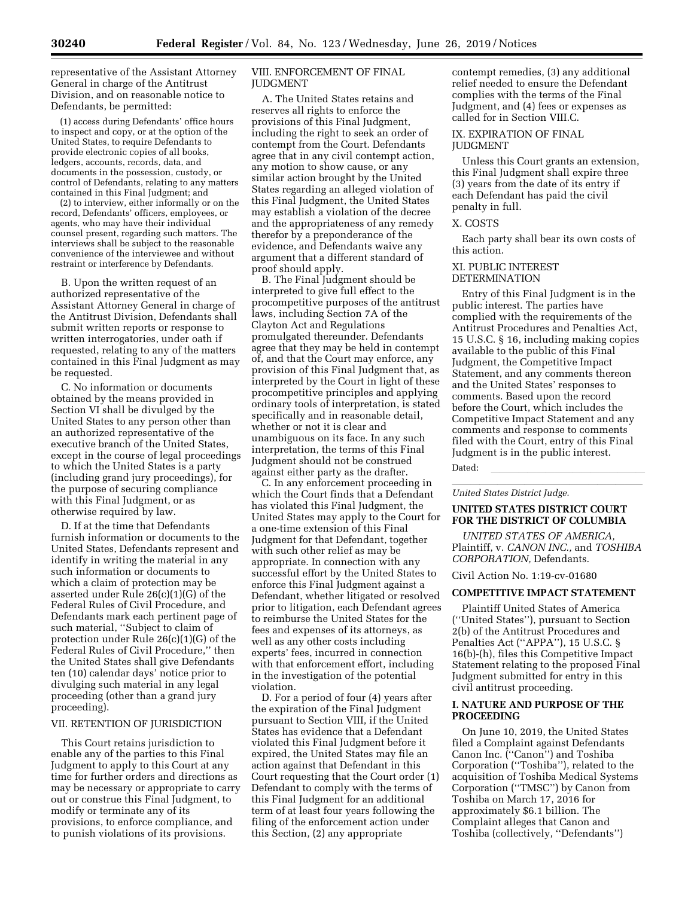representative of the Assistant Attorney General in charge of the Antitrust Division, and on reasonable notice to Defendants, be permitted:

(1) access during Defendants' office hours to inspect and copy, or at the option of the United States, to require Defendants to provide electronic copies of all books, ledgers, accounts, records, data, and documents in the possession, custody, or control of Defendants, relating to any matters contained in this Final Judgment; and

(2) to interview, either informally or on the record, Defendants' officers, employees, or agents, who may have their individual counsel present, regarding such matters. The interviews shall be subject to the reasonable convenience of the interviewee and without restraint or interference by Defendants.

B. Upon the written request of an authorized representative of the Assistant Attorney General in charge of the Antitrust Division, Defendants shall submit written reports or response to written interrogatories, under oath if requested, relating to any of the matters contained in this Final Judgment as may be requested.

C. No information or documents obtained by the means provided in Section VI shall be divulged by the United States to any person other than an authorized representative of the executive branch of the United States, except in the course of legal proceedings to which the United States is a party (including grand jury proceedings), for the purpose of securing compliance with this Final Judgment, or as otherwise required by law.

D. If at the time that Defendants furnish information or documents to the United States, Defendants represent and identify in writing the material in any such information or documents to which a claim of protection may be asserted under Rule 26(c)(1)(G) of the Federal Rules of Civil Procedure, and Defendants mark each pertinent page of such material, ''Subject to claim of protection under Rule 26(c)(1)(G) of the Federal Rules of Civil Procedure,'' then the United States shall give Defendants ten (10) calendar days' notice prior to divulging such material in any legal proceeding (other than a grand jury proceeding).

## VII. RETENTION OF JURISDICTION

This Court retains jurisdiction to enable any of the parties to this Final Judgment to apply to this Court at any time for further orders and directions as may be necessary or appropriate to carry out or construe this Final Judgment, to modify or terminate any of its provisions, to enforce compliance, and to punish violations of its provisions.

## VIII. ENFORCEMENT OF FINAL JUDGMENT

A. The United States retains and reserves all rights to enforce the provisions of this Final Judgment, including the right to seek an order of contempt from the Court. Defendants agree that in any civil contempt action, any motion to show cause, or any similar action brought by the United States regarding an alleged violation of this Final Judgment, the United States may establish a violation of the decree and the appropriateness of any remedy therefor by a preponderance of the evidence, and Defendants waive any argument that a different standard of proof should apply.

B. The Final Judgment should be interpreted to give full effect to the procompetitive purposes of the antitrust laws, including Section 7A of the Clayton Act and Regulations promulgated thereunder. Defendants agree that they may be held in contempt of, and that the Court may enforce, any provision of this Final Judgment that, as interpreted by the Court in light of these procompetitive principles and applying ordinary tools of interpretation, is stated specifically and in reasonable detail, whether or not it is clear and unambiguous on its face. In any such interpretation, the terms of this Final Judgment should not be construed against either party as the drafter.

C. In any enforcement proceeding in which the Court finds that a Defendant has violated this Final Judgment, the United States may apply to the Court for a one-time extension of this Final Judgment for that Defendant, together with such other relief as may be appropriate. In connection with any successful effort by the United States to enforce this Final Judgment against a Defendant, whether litigated or resolved prior to litigation, each Defendant agrees to reimburse the United States for the fees and expenses of its attorneys, as well as any other costs including experts' fees, incurred in connection with that enforcement effort, including in the investigation of the potential violation.

D. For a period of four (4) years after the expiration of the Final Judgment pursuant to Section VIII, if the United States has evidence that a Defendant violated this Final Judgment before it expired, the United States may file an action against that Defendant in this Court requesting that the Court order (1) Defendant to comply with the terms of this Final Judgment for an additional term of at least four years following the filing of the enforcement action under this Section, (2) any appropriate contempt remedies, (3) any additional relief needed to ensure the Defendant complies with the terms of the Final Judgment, and (4) fees or expenses as called for in Section VIII.C.

## IX. EXPIRATION OF FINAL JUDGMENT

Unless this Court grants an extension, this Final Judgment shall expire three (3) years from the date of its entry if each Defendant has paid the civil penalty in full.

## X. COSTS

Each party shall bear its own costs of this action.

## XI. PUBLIC INTEREST DETERMINATION

Entry of this Final Judgment is in the public interest. The parties have complied with the requirements of the Antitrust Procedures and Penalties Act, 15 U.S.C. § 16, including making copies available to the public of this Final Judgment, the Competitive Impact Statement, and any comments thereon and the United States' responses to comments. Based upon the record before the Court, which includes the Competitive Impact Statement and any comments and response to comments filed with the Court, entry of this Final Judgment is in the public interest.

Dated: \_\_\_\_\_\_\_\_\_\_\_\_\_\_\_\_\_\_\_\_

\_\_\_\_\_\_\_\_\_\_\_\_\_\_\_\_\_\_\_\_\_\_\_\_\_\_\_\_\_\_

*United States District Judge.*

**UNITED STATES DISTRICT COURT FOR THE DISTRICT OF COLUMBIA**

*UNITED STATES OF AMERICA,* Plaintiff, v. *CANON INC.,* and *TOSHIBA CORPORATION,* Defendants.

Civil Action No. 1:19-cv-01680

## COMPETITIVE IMPACT STATEMENT

Plaintiff United States of America (''United States''), pursuant to Section 2(b) of the Antitrust Procedures and Penalties Act (''APPA''), 15 U.S.C. § 16(b)-(h), files this Competitive Impact Statement relating to the proposed Final Judgment submitted for entry in this civil antitrust proceeding.

## I. NATURE AND PURPOSE OF THE PROCEEDING

On June 10, 2019, the United States filed a Complaint against Defendants Canon Inc. (''Canon'') and Toshiba Corporation (''Toshiba''), related to the acquisition of Toshiba Medical Systems Corporation (''TMSC'') by Canon from Toshiba on March 17, 2016 for approximately $6.1 billion. The Complaint alleges that Canon and Toshiba (collectively, ''Defendants'')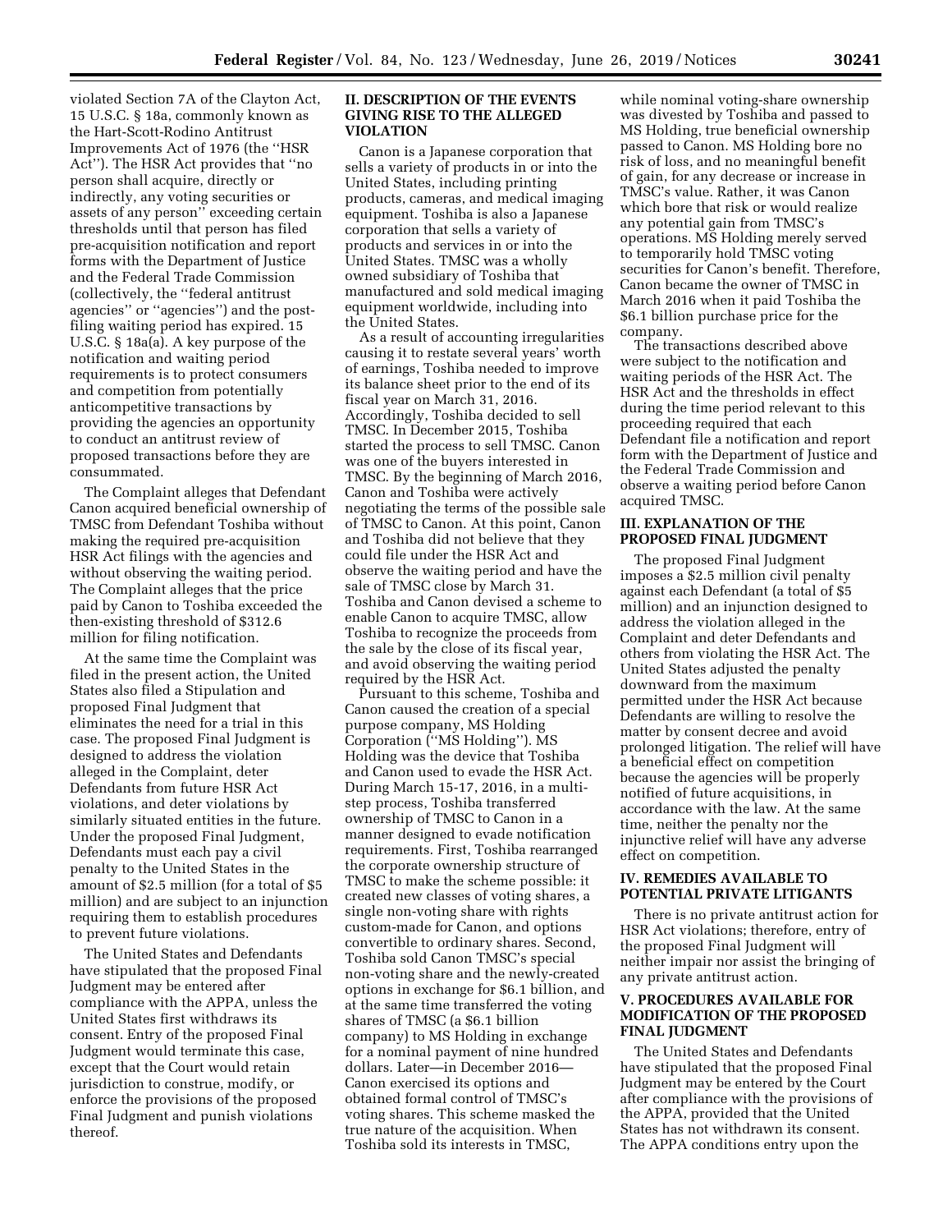violated Section 7A of the Clayton Act, 15 U.S.C. § 18a, commonly known as the Hart-Scott-Rodino Antitrust Improvements Act of 1976 (the ''HSR Act''). The HSR Act provides that ''no person shall acquire, directly or indirectly, any voting securities or assets of any person'' exceeding certain thresholds until that person has filed pre-acquisition notification and report forms with the Department of Justice and the Federal Trade Commission (collectively, the ''federal antitrust agencies'' or ''agencies'') and the post-filing waiting period has expired. 15 U.S.C. § 18a(a). A key purpose of the notification and waiting period requirements is to protect consumers and competition from potentially anticompetitive transactions by providing the agencies an opportunity to conduct an antitrust review of proposed transactions before they are consummated.

The Complaint alleges that Defendant Canon acquired beneficial ownership of TMSC from Defendant Toshiba without making the required pre-acquisition HSR Act filings with the agencies and without observing the waiting period. The Complaint alleges that the price paid by Canon to Toshiba exceeded the then-existing threshold of $312.6 million for filing notification.

At the same time the Complaint was filed in the present action, the United States also filed a Stipulation and proposed Final Judgment that eliminates the need for a trial in this case. The proposed Final Judgment is designed to address the violation alleged in the Complaint, deter Defendants from future HSR Act violations, and deter violations by similarly situated entities in the future. Under the proposed Final Judgment, Defendants must each pay a civil penalty to the United States in the amount of $2.5 million (for a total of $5 million) and are subject to an injunction requiring them to establish procedures to prevent future violations.

The United States and Defendants have stipulated that the proposed Final Judgment may be entered after compliance with the APPA, unless the United States first withdraws its consent. Entry of the proposed Final Judgment would terminate this case, except that the Court would retain jurisdiction to construe, modify, or enforce the provisions of the proposed Final Judgment and punish violations thereof.

## II. DESCRIPTION OF THE EVENTS GIVING RISE TO THE ALLEGED VIOLATION

Canon is a Japanese corporation that sells a variety of products in or into the United States, including printing products, cameras, and medical imaging equipment. Toshiba is also a Japanese corporation that sells a variety of products and services in or into the United States. TMSC was a wholly owned subsidiary of Toshiba that manufactured and sold medical imaging equipment worldwide, including into the United States.

As a result of accounting irregularities causing it to restate several years' worth of earnings, Toshiba needed to improve its balance sheet prior to the end of its fiscal year on March 31, 2016. Accordingly, Toshiba decided to sell TMSC. In December 2015, Toshiba started the process to sell TMSC. Canon was one of the buyers interested in TMSC. By the beginning of March 2016, Canon and Toshiba were actively negotiating the terms of the possible sale of TMSC to Canon. At this point, Canon and Toshiba did not believe that they could file under the HSR Act and observe the waiting period and have the sale of TMSC close by March 31. Toshiba and Canon devised a scheme to enable Canon to acquire TMSC, allow Toshiba to recognize the proceeds from the sale by the close of its fiscal year, and avoid observing the waiting period required by the HSR Act.

Pursuant to this scheme, Toshiba and Canon caused the creation of a special purpose company, MS Holding Corporation (''MS Holding''). MS Holding was the device that Toshiba and Canon used to evade the HSR Act. During March 15-17, 2016, in a multi-step process, Toshiba transferred ownership of TMSC to Canon in a manner designed to evade notification requirements. First, Toshiba rearranged the corporate ownership structure of TMSC to make the scheme possible: it created new classes of voting shares, a single non-voting share with rights custom-made for Canon, and options convertible to ordinary shares. Second, Toshiba sold Canon TMSC's special non-voting share and the newly-created options in exchange for $6.1 billion, and at the same time transferred the voting shares of TMSC (a $6.1 billion company) to MS Holding in exchange for a nominal payment of nine hundred dollars. Later—in December 2016—Canon exercised its options and obtained formal control of TMSC's voting shares. This scheme masked the true nature of the acquisition. When Toshiba sold its interests in TMSC, while nominal voting-share ownership was divested by Toshiba and passed to MS Holding, true beneficial ownership passed to Canon. MS Holding bore no risk of loss, and no meaningful benefit of gain, for any decrease or increase in TMSC's value. Rather, it was Canon which bore that risk or would realize any potential gain from TMSC's operations. MS Holding merely served to temporarily hold TMSC voting securities for Canon's benefit. Therefore, Canon became the owner of TMSC in March 2016 when it paid Toshiba the $6.1 billion purchase price for the company.

The transactions described above were subject to the notification and waiting periods of the HSR Act. The HSR Act and the thresholds in effect during the time period relevant to this proceeding required that each Defendant file a notification and report form with the Department of Justice and the Federal Trade Commission and observe a waiting period before Canon acquired TMSC.

## III. EXPLANATION OF THE PROPOSED FINAL JUDGMENT

The proposed Final Judgment imposes a $2.5 million civil penalty against each Defendant (a total of $5 million) and an injunction designed to address the violation alleged in the Complaint and deter Defendants and others from violating the HSR Act. The United States adjusted the penalty downward from the maximum permitted under the HSR Act because Defendants are willing to resolve the matter by consent decree and avoid prolonged litigation. The relief will have a beneficial effect on competition because the agencies will be properly notified of future acquisitions, in accordance with the law. At the same time, neither the penalty nor the injunctive relief will have any adverse effect on competition.

## IV. REMEDIES AVAILABLE TO POTENTIAL PRIVATE LITIGANTS

There is no private antitrust action for HSR Act violations; therefore, entry of the proposed Final Judgment will neither impair nor assist the bringing of any private antitrust action.

## V. PROCEDURES AVAILABLE FOR MODIFICATION OF THE PROPOSED FINAL JUDGMENT

The United States and Defendants have stipulated that the proposed Final Judgment may be entered by the Court after compliance with the provisions of the APPA, provided that the United States has not withdrawn its consent. The APPA conditions entry upon the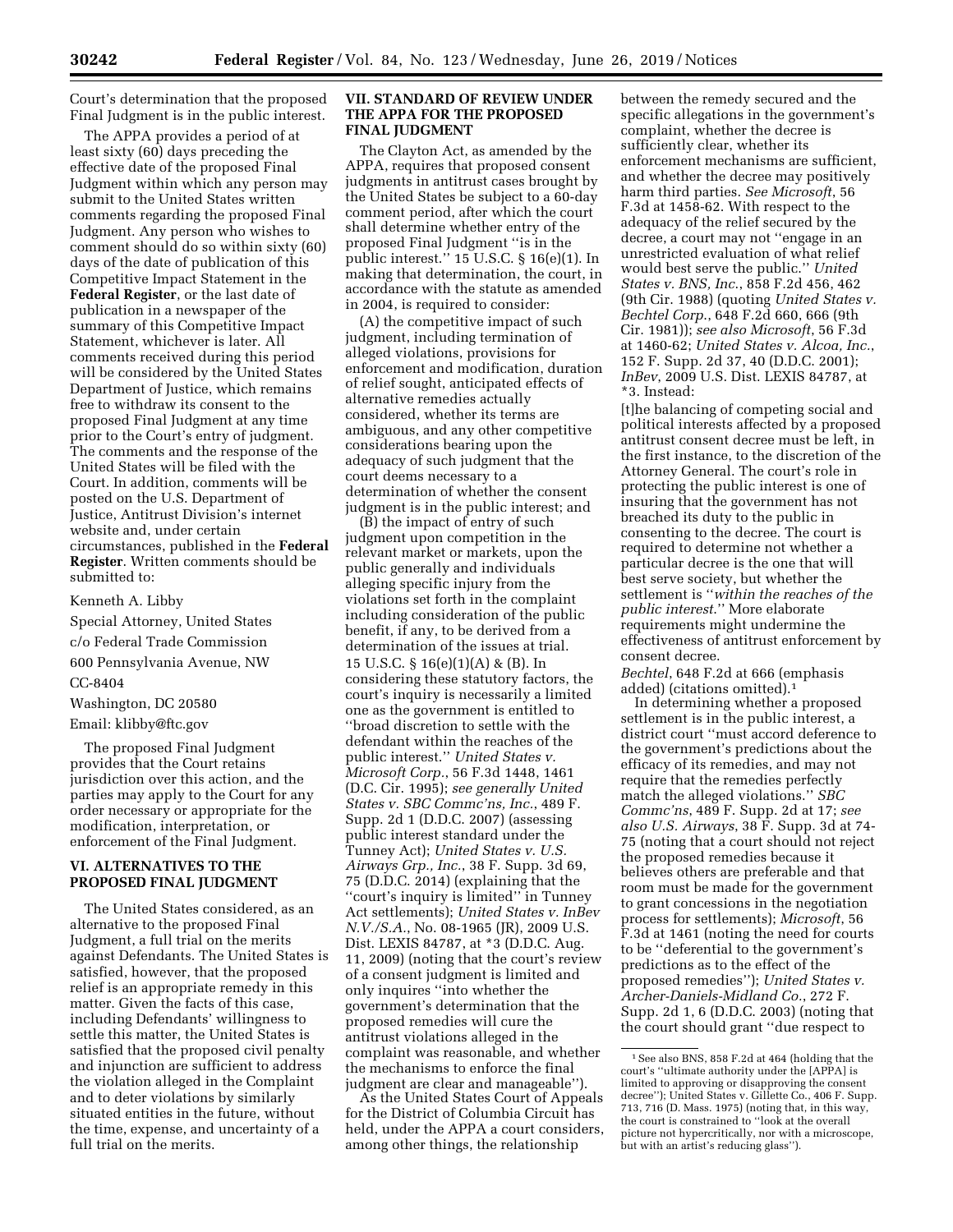Court's determination that the proposed Final Judgment is in the public interest.

The APPA provides a period of at least sixty (60) days preceding the effective date of the proposed Final Judgment within which any person may submit to the United States written comments regarding the proposed Final Judgment. Any person who wishes to comment should do so within sixty (60) days of the date of publication of this Competitive Impact Statement in the **Federal Register**, or the last date of publication in a newspaper of the summary of this Competitive Impact Statement, whichever is later. All comments received during this period will be considered by the United States Department of Justice, which remains free to withdraw its consent to the proposed Final Judgment at any time prior to the Court's entry of judgment. The comments and the response of the United States will be filed with the Court. In addition, comments will be posted on the U.S. Department of Justice, Antitrust Division's internet website and, under certain circumstances, published in the **Federal Register**. Written comments should be submitted to:

Kenneth A. Libby

Special Attorney, United States

c/o Federal Trade Commission

600 Pennsylvania Avenue, NW

CC-8404

Washington, DC 20580

Email: klibby@ftc.gov

The proposed Final Judgment provides that the Court retains jurisdiction over this action, and the parties may apply to the Court for any order necessary or appropriate for the modification, interpretation, or enforcement of the Final Judgment.

## VI. ALTERNATIVES TO THE PROPOSED FINAL JUDGMENT

The United States considered, as an alternative to the proposed Final Judgment, a full trial on the merits against Defendants. The United States is satisfied, however, that the proposed relief is an appropriate remedy in this matter. Given the facts of this case, including Defendants' willingness to settle this matter, the United States is satisfied that the proposed civil penalty and injunction are sufficient to address the violation alleged in the Complaint and to deter violations by similarly situated entities in the future, without the time, expense, and uncertainty of a full trial on the merits.

## VII. STANDARD OF REVIEW UNDER THE APPA FOR THE PROPOSED FINAL JUDGMENT

The Clayton Act, as amended by the APPA, requires that proposed consent judgments in antitrust cases brought by the United States be subject to a 60-day comment period, after which the court shall determine whether entry of the proposed Final Judgment "is in the public interest." 15 U.S.C. § 16(e)(1). In making that determination, the court, in accordance with the statute as amended in 2004, is required to consider:

(A) the competitive impact of such judgment, including termination of alleged violations, provisions for enforcement and modification, duration of relief sought, anticipated effects of alternative remedies actually considered, whether its terms are ambiguous, and any other competitive considerations bearing upon the adequacy of such judgment that the court deems necessary to a determination of whether the consent judgment is in the public interest; and

(B) the impact of entry of such judgment upon competition in the relevant market or markets, upon the public generally and individuals alleging specific injury from the violations set forth in the complaint including consideration of the public benefit, if any, to be derived from a determination of the issues at trial.

15 U.S.C. § 16(e)(1)(A) & (B). In considering these statutory factors, the court's inquiry is necessarily a limited one as the government is entitled to "broad discretion to settle with the defendant within the reaches of the public interest." *United States v. Microsoft Corp.*, 56 F.3d 1448, 1461 (D.C. Cir. 1995); *see generally United States v. SBC Commc'ns, Inc.*, 489 F. Supp. 2d 1 (D.D.C. 2007) (assessing public interest standard under the Tunney Act); *United States v. U.S. Airways Grp., Inc.*, 38 F. Supp. 3d 69, 75 (D.D.C. 2014) (explaining that the "court's inquiry is limited" in Tunney Act settlements); *United States v. InBev N.V./S.A.*, No. 08-1965 (JR), 2009 U.S. Dist. LEXIS 84787, at *3 (D.D.C. Aug. 11, 2009) (noting that the court's review of a consent judgment is limited and only inquires "into whether the government's determination that the proposed remedies will cure the antitrust violations alleged in the complaint was reasonable, and whether the mechanisms to enforce the final judgment are clear and manageable").

As the United States Court of Appeals for the District of Columbia Circuit has held, under the APPA a court considers, among other things, the relationship between the remedy secured and the specific allegations in the government's complaint, whether the decree is sufficiently clear, whether its enforcement mechanisms are sufficient, and whether the decree may positively harm third parties. *See Microsoft*, 56 F.3d at 1458-62. With respect to the adequacy of the relief secured by the decree, a court may not "engage in an unrestricted evaluation of what relief would best serve the public." *United States v. BNS, Inc.*, 858 F.2d 456, 462 (9th Cir. 1988) (quoting *United States v. Bechtel Corp.*, 648 F.2d 660, 666 (9th Cir. 1981)); *see also Microsoft*, 56 F.3d at 1460-62; *United States v. Alcoa, Inc.*, 152 F. Supp. 2d 37, 40 (D.D.C. 2001); *InBev*, 2009 U.S. Dist. LEXIS 84787, at *3. Instead:

> [t]he balancing of competing social and political interests affected by a proposed antitrust consent decree must be left, in the first instance, to the discretion of the Attorney General. The court's role in protecting the public interest is one of insuring that the government has not breached its duty to the public in consenting to the decree. The court is required to determine not whether a particular decree is the one that will best serve society, but whether the settlement is "*within the reaches of the public interest*." More elaborate requirements might undermine the effectiveness of antitrust enforcement by consent decree.

*Bechtel*, 648 F.2d at 666 (emphasis added) (citations omitted).[1]

In determining whether a proposed settlement is in the public interest, a district court "must accord deference to the government's predictions about the efficacy of its remedies, and may not require that the remedies perfectly match the alleged violations." *SBC Commc'ns*, 489 F. Supp. 2d at 17; *see also U.S. Airways*, 38 F. Supp. 3d at 74-75 (noting that a court should not reject the proposed remedies because it believes others are preferable and that room must be made for the government to grant concessions in the negotiation process for settlements); *Microsoft*, 56 F.3d at 1461 (noting the need for courts to be "deferential to the government's predictions as to the effect of the proposed remedies"); *United States v. Archer-Daniels-Midland Co.*, 272 F. Supp. 2d 1, 6 (D.D.C. 2003) (noting that the court should grant "due respect to

[1] See also BNS, 858 F.2d at 464 (holding that the court's "ultimate authority under the [APPA] is limited to approving or disapproving the consent decree"); United States v. Gillette Co., 406 F. Supp. 713, 716 (D. Mass. 1975) (noting that, in this way, the court is constrained to "look at the overall picture not hypercritically, nor with a microscope, but with an artist's reducing glass").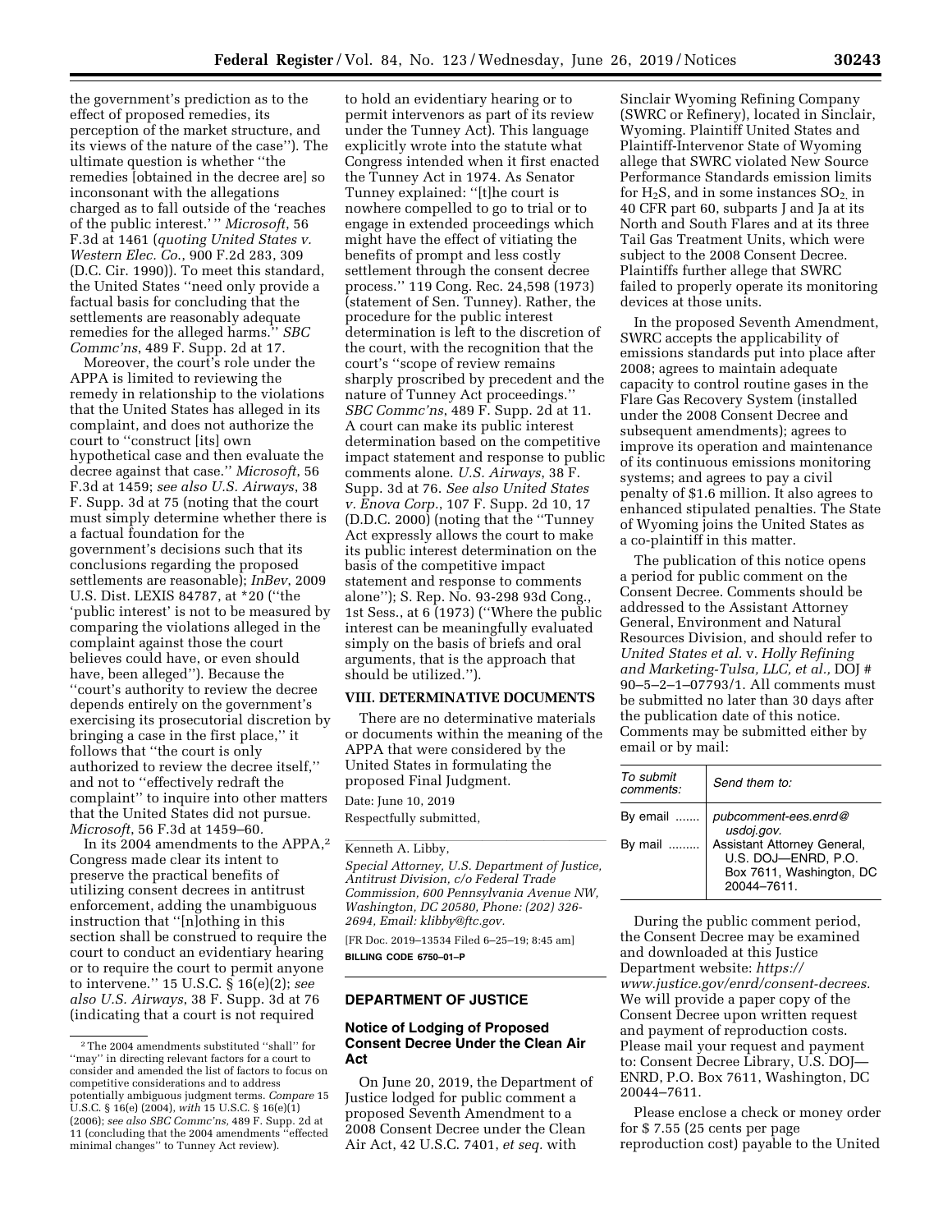the government's prediction as to the effect of proposed remedies, its perception of the market structure, and its views of the nature of the case''). The ultimate question is whether ''the remedies [obtained in the decree are] so inconsonant with the allegations charged as to fall outside of the 'reaches of the public interest.' '' *Microsoft*, 56 F.3d at 1461 (*quoting United States v. Western Elec. Co.*, 900 F.2d 283, 309 (D.C. Cir. 1990)). To meet this standard, the United States ''need only provide a factual basis for concluding that the settlements are reasonably adequate remedies for the alleged harms.'' *SBC Commc'ns*, 489 F. Supp. 2d at 17.

Moreover, the court's role under the APPA is limited to reviewing the remedy in relationship to the violations that the United States has alleged in its complaint, and does not authorize the court to ''construct [its] own hypothetical case and then evaluate the decree against that case.'' *Microsoft*, 56 F.3d at 1459; *see also U.S. Airways*, 38 F. Supp. 3d at 75 (noting that the court must simply determine whether there is a factual foundation for the government's decisions such that its conclusions regarding the proposed settlements are reasonable); *InBev*, 2009 U.S. Dist. LEXIS 84787, at *20 (''the 'public interest' is not to be measured by comparing the violations alleged in the complaint against those the court believes could have, or even should have, been alleged''). Because the ''court's authority to review the decree depends entirely on the government's exercising its prosecutorial discretion by bringing a case in the first place,'' it follows that ''the court is only authorized to review the decree itself,'' and not to ''effectively redraft the complaint'' to inquire into other matters that the United States did not pursue. *Microsoft*, 56 F.3d at 1459–60.

In its 2004 amendments to the APPA,[2] Congress made clear its intent to preserve the practical benefits of utilizing consent decrees in antitrust enforcement, adding the unambiguous instruction that ''[n]othing in this section shall be construed to require the court to conduct an evidentiary hearing or to require the court to permit anyone to intervene.'' 15 U.S.C. § 16(e)(2); *see also U.S. Airways*, 38 F. Supp. 3d at 76 (indicating that a court is not required to hold an evidentiary hearing or to permit intervenors as part of its review under the Tunney Act). This language explicitly wrote into the statute what Congress intended when it first enacted the Tunney Act in 1974. As Senator Tunney explained: ''[t]he court is nowhere compelled to go to trial or to engage in extended proceedings which might have the effect of vitiating the benefits of prompt and less costly settlement through the consent decree process.'' 119 Cong. Rec. 24,598 (1973) (statement of Sen. Tunney). Rather, the procedure for the public interest determination is left to the discretion of the court, with the recognition that the court's ''scope of review remains sharply proscribed by precedent and the nature of Tunney Act proceedings.'' *SBC Commc'ns*, 489 F. Supp. 2d at 11. A court can make its public interest determination based on the competitive impact statement and response to public comments alone. *U.S. Airways*, 38 F. Supp. 3d at 76. *See also United States v. Enova Corp.*, 107 F. Supp. 2d 10, 17 (D.D.C. 2000) (noting that the ''Tunney Act expressly allows the court to make its public interest determination on the basis of the competitive impact statement and response to comments alone''); S. Rep. No. 93-298 93d Cong., 1st Sess., at 6 (1973) (''Where the public interest can be meaningfully evaluated simply on the basis of briefs and oral arguments, that is the approach that should be utilized.'').

[2] The 2004 amendments substituted ''shall'' for ''may'' in directing relevant factors for a court to consider and amended the list of factors to focus on competitive considerations and to address potentially ambiguous judgment terms. *Compare* 15 U.S.C. § 16(e) (2004), *with* 15 U.S.C. § 16(e)(1) (2006); *see also SBC Commc'ns*, 489 F. Supp. 2d at 11 (concluding that the 2004 amendments ''effected minimal changes'' to Tunney Act review).

## VIII. DETERMINATIVE DOCUMENTS

There are no determinative materials or documents within the meaning of the APPA that were considered by the United States in formulating the proposed Final Judgment.

Date: June 10, 2019

Respectfully submitted,

Kenneth A. Libby,

*Special Attorney, U.S. Department of Justice, Antitrust Division, c/o Federal Trade Commission, 600 Pennsylvania Avenue NW, Washington, DC 20580, Phone: (202) 326-2694, Email: klibby@ftc.gov.*

[FR Doc. 2019–13534 Filed 6–25–19; 8:45 am]

**BILLING CODE 6750–01–P**

## DEPARTMENT OF JUSTICE

### Notice of Lodging of Proposed Consent Decree Under the Clean Air Act

On June 20, 2019, the Department of Justice lodged for public comment a proposed Seventh Amendment to a 2008 Consent Decree under the Clean Air Act, 42 U.S.C. 7401, *et seq.* with Sinclair Wyoming Refining Company (SWRC or Refinery), located in Sinclair, Wyoming. Plaintiff United States and Plaintiff-Intervenor State of Wyoming allege that SWRC violated New Source Performance Standards emission limits for $H_2S$, and in some instances $SO_2$, in 40 CFR part 60, subparts J and Ja at its North and South Flares and at its three Tail Gas Treatment Units, which were subject to the 2008 Consent Decree. Plaintiffs further allege that SWRC failed to properly operate its monitoring devices at those units.

In the proposed Seventh Amendment, SWRC accepts the applicability of emissions standards put into place after 2008; agrees to maintain adequate capacity to control routine gases in the Flare Gas Recovery System (installed under the 2008 Consent Decree and subsequent amendments); agrees to improve its operation and maintenance of its continuous emissions monitoring systems; and agrees to pay a civil penalty of $1.6 million. It also agrees to enhanced stipulated penalties. The State of Wyoming joins the United States as a co-plaintiff in this matter.

The publication of this notice opens a period for public comment on the Consent Decree. Comments should be addressed to the Assistant Attorney General, Environment and Natural Resources Division, and should refer to *United States et al.* v. *Holly Refining and Marketing-Tulsa, LLC, et al.,* DOJ # 90–5–2–1–07793/1. All comments must be submitted no later than 30 days after the publication date of this notice. Comments may be submitted either by email or by mail:

| *To submit comments:* | *Send them to:* |
|---|---|
| By email ....... | *pubcomment-ees.enrd@usdoj.gov.* |
| By mail ......... | Assistant Attorney General, U.S. DOJ—ENRD, P.O. Box 7611, Washington, DC 20044–7611. |

During the public comment period, the Consent Decree may be examined and downloaded at this Justice Department website: *https://www.justice.gov/enrd/consent-decrees.* We will provide a paper copy of the Consent Decree upon written request and payment of reproduction costs. Please mail your request and payment to: Consent Decree Library, U.S. DOJ—ENRD, P.O. Box 7611, Washington, DC 20044–7611.

Please enclose a check or money order for $ 7.55 (25 cents per page reproduction cost) payable to the United